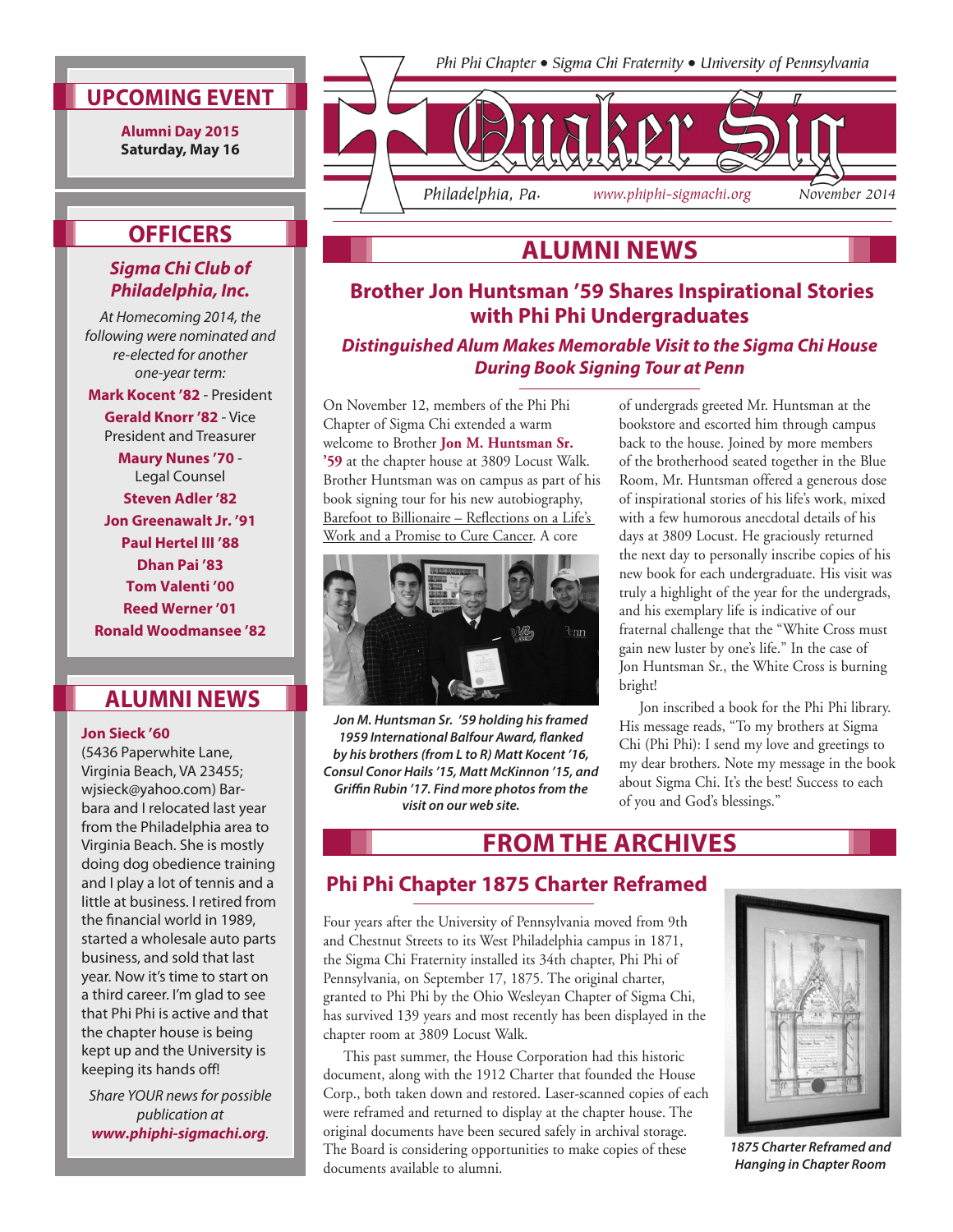Phi Phi Chapter • Sigma Chi Fraternity • University of Pennsylvania

# Quaker Sig

Philadelphia, Pa. www.phiphi-sigmachi.org November 2014

## ALUMNI NEWS

### Brother Jon Huntsman '59 Shares Inspirational Stories with Phi Phi Undergraduates

***Distinguished Alum Makes Memorable Visit to the Sigma Chi House During Book Signing Tour at Penn***

On November 12, members of the Phi Phi Chapter of Sigma Chi extended a warm welcome to Brother **Jon M. Huntsman Sr. '59** at the chapter house at 3809 Locust Walk. Brother Huntsman was on campus as part of his book signing tour for his new autobiography, Barefoot to Billionaire – Reflections on a Life's Work and a Promise to Cure Cancer. A core of undergrads greeted Mr. Huntsman at the bookstore and escorted him through campus back to the house. Joined by more members of the brotherhood seated together in the Blue Room, Mr. Huntsman offered a generous dose of inspirational stories of his life's work, mixed with a few humorous anecdotal details of his days at 3809 Locust. He graciously returned the next day to personally inscribe copies of his new book for each undergraduate. His visit was truly a highlight of the year for the undergrads, and his exemplary life is indicative of our fraternal challenge that the "White Cross must gain new luster by one's life." In the case of Jon Huntsman Sr., the White Cross is burning bright!

*Jon M. Huntsman Sr. '59 holding his framed 1959 International Balfour Award, flanked by his brothers (from L to R) Matt Kocent '16, Consul Conor Hails '15, Matt McKinnon '15, and Griffin Rubin '17. Find more photos from the visit on our web site.*

Jon inscribed a book for the Phi Phi library. His message reads, "To my brothers at Sigma Chi (Phi Phi): I send my love and greetings to my dear brothers. Note my message in the book about Sigma Chi. It's the best! Success to each of you and God's blessings."

## FROM THE ARCHIVES

### Phi Phi Chapter 1875 Charter Reframed

Four years after the University of Pennsylvania moved from 9th and Chestnut Streets to its West Philadelphia campus in 1871, the Sigma Chi Fraternity installed its 34th chapter, Phi Phi of Pennsylvania, on September 17, 1875. The original charter, granted to Phi Phi by the Ohio Wesleyan Chapter of Sigma Chi, has survived 139 years and most recently has been displayed in the chapter room at 3809 Locust Walk.

This past summer, the House Corporation had this historic document, along with the 1912 Charter that founded the House Corp., both taken down and restored. Laser-scanned copies of each were reframed and returned to display at the chapter house. The original documents have been secured safely in archival storage. The Board is considering opportunities to make copies of these documents available to alumni.

*1875 Charter Reframed and Hanging in Chapter Room*

---

## UPCOMING EVENT

**Alumni Day 2015**
**Saturday, May 16**

## OFFICERS

***Sigma Chi Club of Philadelphia, Inc.***

*At Homecoming 2014, the following were nominated and re-elected for another one-year term:*

**Mark Kocent '82** - President
**Gerald Knorr '82** - Vice President and Treasurer
**Maury Nunes '70** - Legal Counsel
**Steven Adler '82**
**Jon Greenawalt Jr. '91**
**Paul Hertel III '88**
**Dhan Pai '83**
**Tom Valenti '00**
**Reed Werner '01**
**Ronald Woodmansee '82**

## ALUMNI NEWS

**Jon Sieck '60**
(5436 Paperwhite Lane, Virginia Beach, VA 23455; wjsieck@yahoo.com) Barbara and I relocated last year from the Philadelphia area to Virginia Beach. She is mostly doing dog obedience training and I play a lot of tennis and a little at business. I retired from the financial world in 1989, started a wholesale auto parts business, and sold that last year. Now it's time to start on a third career. I'm glad to see that Phi Phi is active and that the chapter house is being kept up and the University is keeping its hands off!

*Share YOUR news for possible publication at* ***www.phiphi-sigmachi.org****.*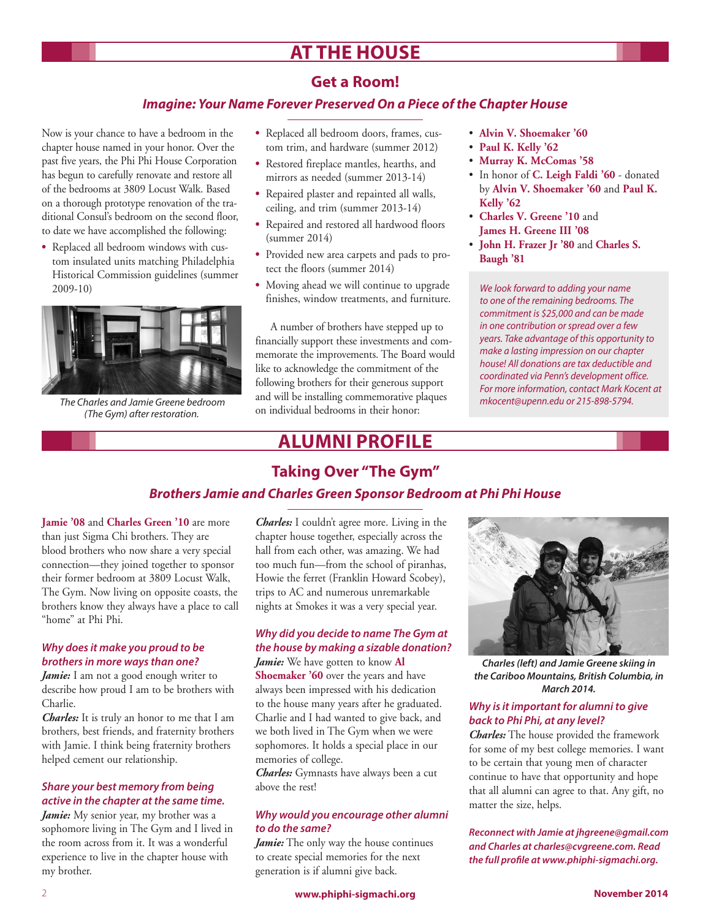# AT THE HOUSE

## Get a Room!

### *Imagine: Your Name Forever Preserved On a Piece of the Chapter House*

Now is your chance to have a bedroom in the chapter house named in your honor. Over the past five years, the Phi Phi House Corporation has begun to carefully renovate and restore all of the bedrooms at 3809 Locust Walk. Based on a thorough prototype renovation of the traditional Consul's bedroom on the second floor, to date we have accomplished the following:

- Replaced all bedroom windows with custom insulated units matching Philadelphia Historical Commission guidelines (summer 2009-10)
- Replaced all bedroom doors, frames, custom trim, and hardware (summer 2012)
- Restored fireplace mantles, hearths, and mirrors as needed (summer 2013-14)
- Repaired plaster and repainted all walls, ceiling, and trim (summer 2013-14)
- Repaired and restored all hardwood floors (summer 2014)
- Provided new area carpets and pads to protect the floors (summer 2014)
- Moving ahead we will continue to upgrade finishes, window treatments, and furniture.

*The Charles and Jamie Greene bedroom (The Gym) after restoration.*

A number of brothers have stepped up to financially support these investments and commemorate the improvements. The Board would like to acknowledge the commitment of the following brothers for their generous support and will be installing commemorative plaques on individual bedrooms in their honor:

- **Alvin V. Shoemaker '60**
- **Paul K. Kelly '62**
- **Murray K. McComas '58**
- In honor of **C. Leigh Faldi '60** - donated by **Alvin V. Shoemaker '60** and **Paul K. Kelly '62**
- **Charles V. Greene '10** and **James H. Greene III '08**
- **John H. Frazer Jr '80** and **Charles S. Baugh '81**

*We look forward to adding your name to one of the remaining bedrooms. The commitment is $25,000 and can be made in one contribution or spread over a few years. Take advantage of this opportunity to make a lasting impression on our chapter house! All donations are tax deductible and coordinated via Penn's development office. For more information, contact Mark Kocent at mkocent@upenn.edu or 215-898-5794.*

# ALUMNI PROFILE

## Taking Over "The Gym"

### *Brothers Jamie and Charles Green Sponsor Bedroom at Phi Phi House*

**Jamie '08** and **Charles Green '10** are more than just Sigma Chi brothers. They are blood brothers who now share a very special connection—they joined together to sponsor their former bedroom at 3809 Locust Walk, The Gym. Now living on opposite coasts, the brothers know they always have a place to call "home" at Phi Phi.

#### *Why does it make you proud to be brothers in more ways than one?*

***Jamie:*** I am not a good enough writer to describe how proud I am to be brothers with Charlie.

***Charles:*** It is truly an honor to me that I am brothers, best friends, and fraternity brothers with Jamie. I think being fraternity brothers helped cement our relationship.

#### *Share your best memory from being active in the chapter at the same time.*

***Jamie:*** My senior year, my brother was a sophomore living in The Gym and I lived in the room across from it. It was a wonderful experience to live in the chapter house with my brother.

***Charles:*** I couldn't agree more. Living in the chapter house together, especially across the hall from each other, was amazing. We had too much fun—from the school of piranhas, Howie the ferret (Franklin Howard Scobey), trips to AC and numerous unremarkable nights at Smokes it was a very special year.

#### *Why did you decide to name The Gym at the house by making a sizable donation?*

***Jamie:*** We have gotten to know **Al Shoemaker '60** over the years and have always been impressed with his dedication to the house many years after he graduated. Charlie and I had wanted to give back, and we both lived in The Gym when we were sophomores. It holds a special place in our memories of college.

***Charles:*** Gymnasts have always been a cut above the rest!

#### *Why would you encourage other alumni to do the same?*

***Jamie:*** The only way the house continues to create special memories for the next generation is if alumni give back.

***Charles (left) and Jamie Greene skiing in the Cariboo Mountains, British Columbia, in March 2014.***

#### *Why is it important for alumni to give back to Phi Phi, at any level?*

***Charles:*** The house provided the framework for some of my best college memories. I want to be certain that young men of character continue to have that opportunity and hope that all alumni can agree to that. Any gift, no matter the size, helps.

***Reconnect with Jamie at jhgreene@gmail.com and Charles at charles@cvgreene.com. Read the full profile at www.phiphi-sigmachi.org.***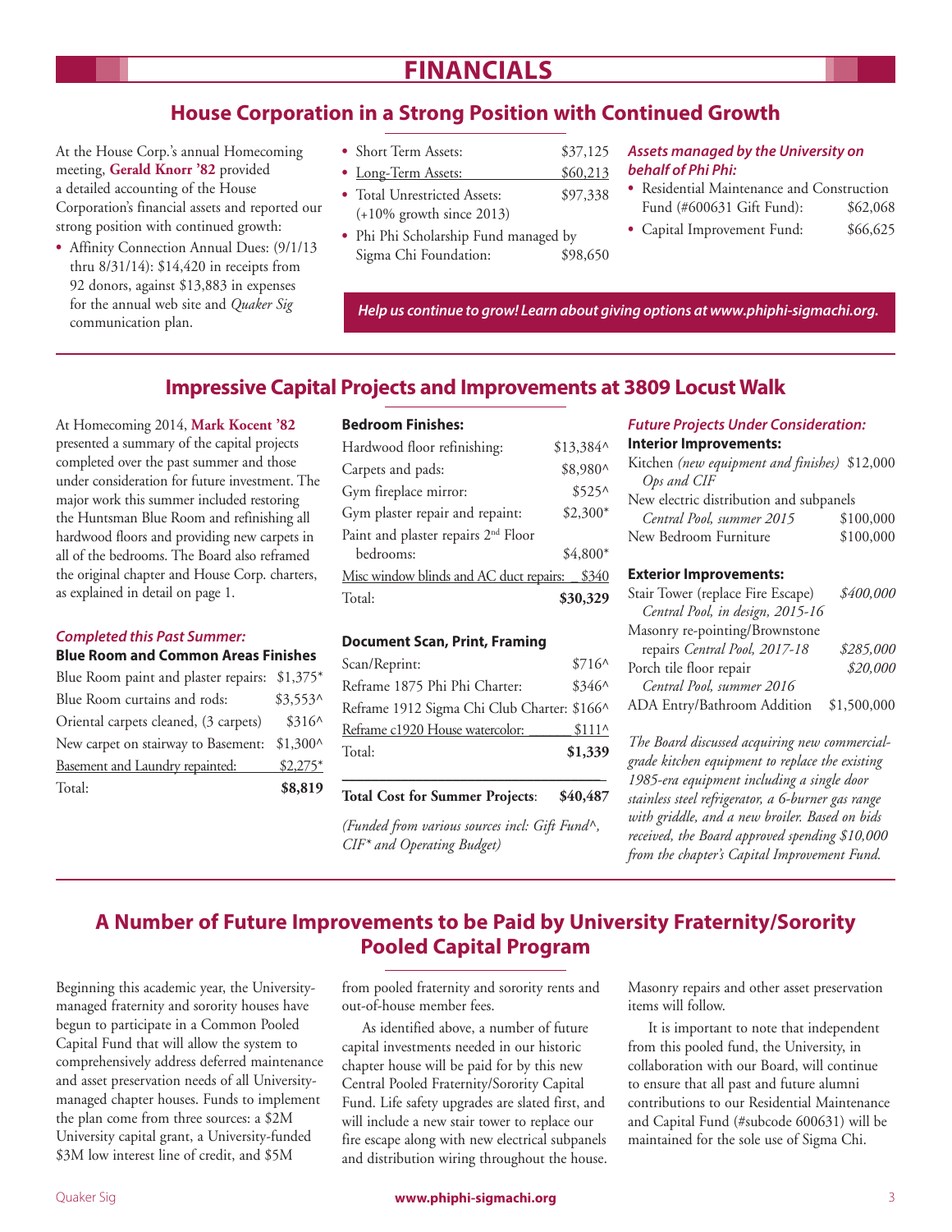# FINANCIALS

## House Corporation in a Strong Position with Continued Growth

At the House Corp.'s annual Homecoming meeting, **Gerald Knorr '82** provided a detailed accounting of the House Corporation's financial assets and reported our strong position with continued growth:

- Affinity Connection Annual Dues: (9/1/13 thru 8/31/14): $14,420 in receipts from 92 donors, against $13,883 in expenses for the annual web site and *Quaker Sig* communication plan.
- Short Term Assets: $37,125
- Long-Term Assets: $60,213
- Total Unrestricted Assets: $97,338 (+10% growth since 2013)
- Phi Phi Scholarship Fund managed by Sigma Chi Foundation: $98,650

***Assets managed by the University on behalf of Phi Phi:***

- Residential Maintenance and Construction Fund (#600631 Gift Fund): $62,068
- Capital Improvement Fund: $66,625

***Help us continue to grow! Learn about giving options at www.phiphi-sigmachi.org.***

## Impressive Capital Projects and Improvements at 3809 Locust Walk

At Homecoming 2014, **Mark Kocent '82** presented a summary of the capital projects completed over the past summer and those under consideration for future investment. The major work this summer included restoring the Huntsman Blue Room and refinishing all hardwood floors and providing new carpets in all of the bedrooms. The Board also reframed the original chapter and House Corp. charters, as explained in detail on page 1.

### *Completed this Past Summer:*

**Blue Room and Common Areas Finishes**

| Item | Cost |
|---|---|
| Blue Room paint and plaster repairs: | $1,375* |
| Blue Room curtains and rods: | $3,553^ |
| Oriental carpets cleaned, (3 carpets) | $316^ |
| New carpet on stairway to Basement: | $1,300^ |
| Basement and Laundry repainted: | $2,275* |
| Total: | **$8,819** |

**Bedroom Finishes:**

| Item | Cost |
|---|---|
| Hardwood floor refinishing: | $13,384^ |
| Carpets and pads: | $8,980^ |
| Gym fireplace mirror: | $525^ |
| Gym plaster repair and repaint: | $2,300* |
| Paint and plaster repairs 2nd Floor bedrooms: | $4,800* |
| Misc window blinds and AC duct repairs: | $340 |
| Total: | **$30,329** |

**Document Scan, Print, Framing**

| Item | Cost |
|---|---|
| Scan/Reprint: | $716^ |
| Reframe 1875 Phi Phi Charter: | $346^ |
| Reframe 1912 Sigma Chi Club Charter: | $166^ |
| Reframe c1920 House watercolor: | $111^ |
| Total: | **$1,339** |

**Total Cost for Summer Projects: $40,487**

*(Funded from various sources incl: Gift Fund^, CIF* and Operating Budget)*

### *Future Projects Under Consideration:*

**Interior Improvements:**

| Item | Cost |
|---|---|
| Kitchen *(new equipment and finishes) Ops and CIF* | $12,000 |
| New electric distribution and subpanels *Central Pool, summer 2015* | $100,000 |
| New Bedroom Furniture | $100,000 |

**Exterior Improvements:**

| Item | Cost |
|---|---|
| Stair Tower (replace Fire Escape) *Central Pool, in design, 2015-16* | *$400,000* |
| Masonry re-pointing/Brownstone repairs *Central Pool, 2017-18* | *$285,000* |
| Porch tile floor repair *Central Pool, summer 2016* | *$20,000* |
| ADA Entry/Bathroom Addition | $1,500,000 |

*The Board discussed acquiring new commercial-grade kitchen equipment to replace the existing 1985-era equipment including a single door stainless steel refrigerator, a 6-burner gas range with griddle, and a new broiler. Based on bids received, the Board approved spending $10,000 from the chapter's Capital Improvement Fund.*

## A Number of Future Improvements to be Paid by University Fraternity/Sorority Pooled Capital Program

Beginning this academic year, the University-managed fraternity and sorority houses have begun to participate in a Common Pooled Capital Fund that will allow the system to comprehensively address deferred maintenance and asset preservation needs of all University-managed chapter houses. Funds to implement the plan come from three sources: a $2M University capital grant, a University-funded $3M low interest line of credit, and $5M from pooled fraternity and sorority rents and out-of-house member fees.

As identified above, a number of future capital investments needed in our historic chapter house will be paid for by this new Central Pooled Fraternity/Sorority Capital Fund. Life safety upgrades are slated first, and will include a new stair tower to replace our fire escape along with new electrical subpanels and distribution wiring throughout the house. Masonry repairs and other asset preservation items will follow.

It is important to note that independent from this pooled fund, the University, in collaboration with our Board, will continue to ensure that all past and future alumni contributions to our Residential Maintenance and Capital Fund (#subcode 600631) will be maintained for the sole use of Sigma Chi.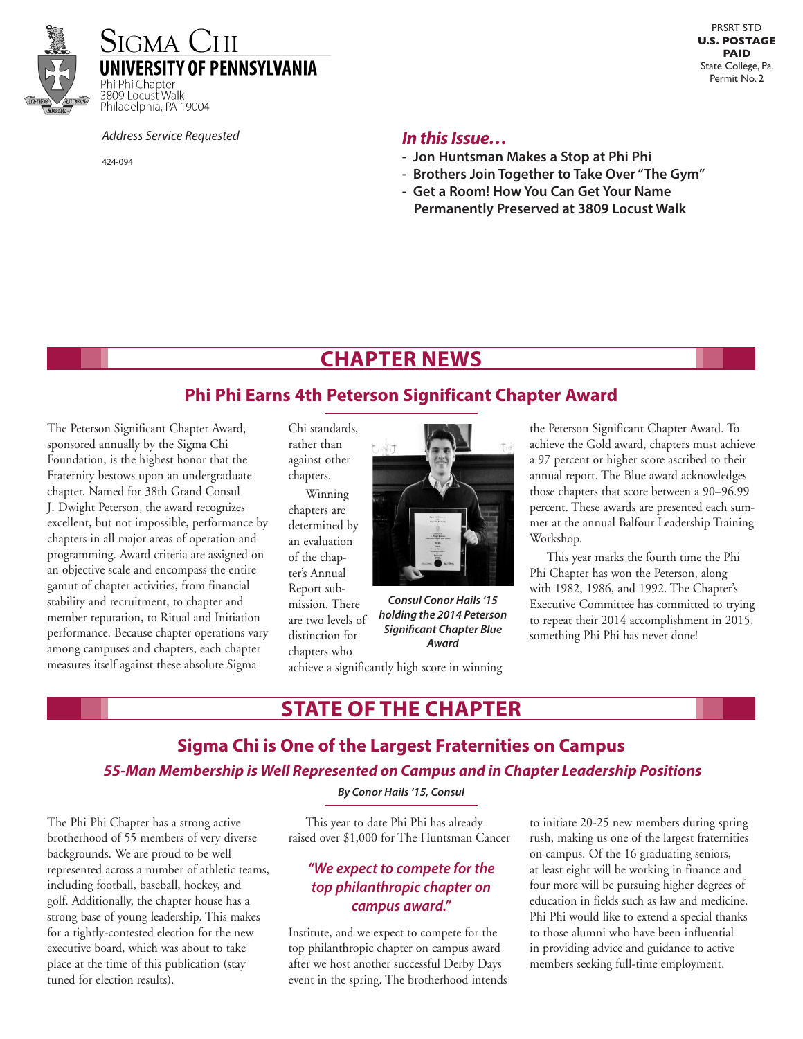# Sigma Chi

## UNIVERSITY OF PENNSYLVANIA

Phi Phi Chapter
3809 Locust Walk
Philadelphia, PA 19004

*Address Service Requested*

424-094

PRSRT STD
**U.S. POSTAGE PAID**
State College, Pa.
Permit No. 2

***In this Issue…***

- **Jon Huntsman Makes a Stop at Phi Phi**
- **Brothers Join Together to Take Over "The Gym"**
- **Get a Room! How You Can Get Your Name Permanently Preserved at 3809 Locust Walk**

# CHAPTER NEWS

## Phi Phi Earns 4th Peterson Significant Chapter Award

The Peterson Significant Chapter Award, sponsored annually by the Sigma Chi Foundation, is the highest honor that the Fraternity bestows upon an undergraduate chapter. Named for 38th Grand Consul J. Dwight Peterson, the award recognizes excellent, but not impossible, performance by chapters in all major areas of operation and programming. Award criteria are assigned on an objective scale and encompass the entire gamut of chapter activities, from financial stability and recruitment, to chapter and member reputation, to Ritual and Initiation performance. Because chapter operations vary among campuses and chapters, each chapter measures itself against these absolute Sigma Chi standards, rather than against other chapters.

Winning chapters are determined by an evaluation of the chapter's Annual Report submission. There are two levels of distinction for chapters who achieve a significantly high score in winning the Peterson Significant Chapter Award. To achieve the Gold award, chapters must achieve a 97 percent or higher score ascribed to their annual report. The Blue award acknowledges those chapters that score between a 90–96.99 percent. These awards are presented each summer at the annual Balfour Leadership Training Workshop.

***Consul Conor Hails '15 holding the 2014 Peterson Significant Chapter Blue Award***

This year marks the fourth time the Phi Phi Chapter has won the Peterson, along with 1982, 1986, and 1992. The Chapter's Executive Committee has committed to trying to repeat their 2014 accomplishment in 2015, something Phi Phi has never done!

# STATE OF THE CHAPTER

## Sigma Chi is One of the Largest Fraternities on Campus

### *55-Man Membership is Well Represented on Campus and in Chapter Leadership Positions*

***By Conor Hails '15, Consul***

The Phi Phi Chapter has a strong active brotherhood of 55 members of very diverse backgrounds. We are proud to be well represented across a number of athletic teams, including football, baseball, hockey, and golf. Additionally, the chapter house has a strong base of young leadership. This makes for a tightly-contested election for the new executive board, which was about to take place at the time of this publication (stay tuned for election results).

This year to date Phi Phi has already raised over $1,000 for The Huntsman Cancer Institute, and we expect to compete for the top philanthropic chapter on campus award after we host another successful Derby Days event in the spring. The brotherhood intends to initiate 20-25 new members during spring rush, making us one of the largest fraternities on campus. Of the 16 graduating seniors, at least eight will be working in finance and four more will be pursuing higher degrees of education in fields such as law and medicine. Phi Phi would like to extend a special thanks to those alumni who have been influential in providing advice and guidance to active members seeking full-time employment.

*"We expect to compete for the top philanthropic chapter on campus award."*